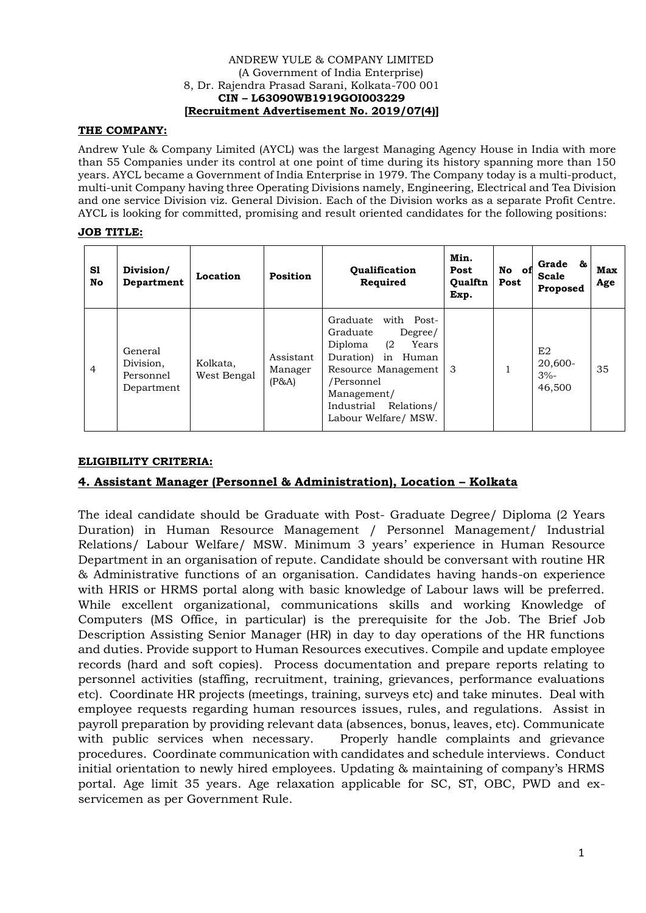ANDREW YULE & COMPANY LIMITED
(A Government of India Enterprise)
8, Dr. Rajendra Prasad Sarani, Kolkata-700 001
**CIN – L63090WB1919GOI003229**
**[Recruitment Advertisement No. 2019/07(4)]**

**THE COMPANY:**

Andrew Yule & Company Limited (AYCL) was the largest Managing Agency House in India with more than 55 Companies under its control at one point of time during its history spanning more than 150 years. AYCL became a Government of India Enterprise in 1979. The Company today is a multi-product, multi-unit Company having three Operating Divisions namely, Engineering, Electrical and Tea Division and one service Division viz. General Division. Each of the Division works as a separate Profit Centre. AYCL is looking for committed, promising and result oriented candidates for the following positions:

**JOB TITLE:**

| Sl No | Division/ Department | Location | Position | Qualification Required | Min. Post Qualftn Exp. | No of Post | Grade & Scale Proposed | Max Age |
|---|---|---|---|---|---|---|---|---|
| 4 | General Division, Personnel Department | Kolkata, West Bengal | Assistant Manager (P&A) | Graduate with Post-Graduate Degree/ Diploma (2 Years Duration) in Human Resource Management /Personnel Management/ Industrial Relations/ Labour Welfare/ MSW. | 3 | 1 | E2 20,600-3%-46,500 | 35 |

**ELIGIBILITY CRITERIA:**

## 4. Assistant Manager (Personnel & Administration), Location – Kolkata

The ideal candidate should be Graduate with Post- Graduate Degree/ Diploma (2 Years Duration) in Human Resource Management / Personnel Management/ Industrial Relations/ Labour Welfare/ MSW. Minimum 3 years' experience in Human Resource Department in an organisation of repute. Candidate should be conversant with routine HR & Administrative functions of an organisation. Candidates having hands-on experience with HRIS or HRMS portal along with basic knowledge of Labour laws will be preferred. While excellent organizational, communications skills and working Knowledge of Computers (MS Office, in particular) is the prerequisite for the Job. The Brief Job Description Assisting Senior Manager (HR) in day to day operations of the HR functions and duties. Provide support to Human Resources executives. Compile and update employee records (hard and soft copies). Process documentation and prepare reports relating to personnel activities (staffing, recruitment, training, grievances, performance evaluations etc). Coordinate HR projects (meetings, training, surveys etc) and take minutes. Deal with employee requests regarding human resources issues, rules, and regulations. Assist in payroll preparation by providing relevant data (absences, bonus, leaves, etc). Communicate with public services when necessary. Properly handle complaints and grievance procedures. Coordinate communication with candidates and schedule interviews. Conduct initial orientation to newly hired employees. Updating & maintaining of company's HRMS portal. Age limit 35 years. Age relaxation applicable for SC, ST, OBC, PWD and ex-servicemen as per Government Rule.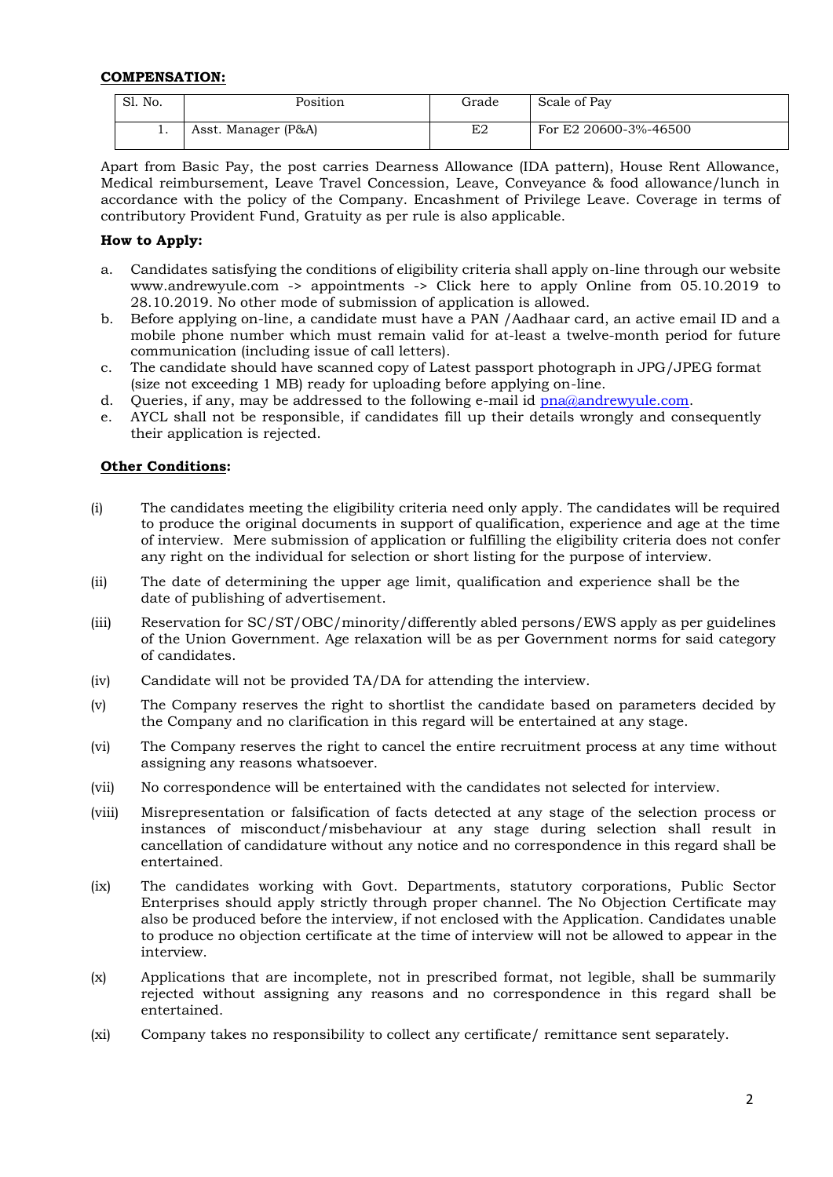**COMPENSATION:**

| Sl. No. | Position | Grade | Scale of Pay |
|---|---|---|---|
| 1. | Asst. Manager (P&A) | E2 | For E2 20600-3%-46500 |

Apart from Basic Pay, the post carries Dearness Allowance (IDA pattern), House Rent Allowance, Medical reimbursement, Leave Travel Concession, Leave, Conveyance & food allowance/lunch in accordance with the policy of the Company. Encashment of Privilege Leave. Coverage in terms of contributory Provident Fund, Gratuity as per rule is also applicable.

**How to Apply:**

a. Candidates satisfying the conditions of eligibility criteria shall apply on-line through our website www.andrewyule.com -> appointments -> Click here to apply Online from 05.10.2019 to 28.10.2019. No other mode of submission of application is allowed.

b. Before applying on-line, a candidate must have a PAN /Aadhaar card, an active email ID and a mobile phone number which must remain valid for at-least a twelve-month period for future communication (including issue of call letters).

c. The candidate should have scanned copy of Latest passport photograph in JPG/JPEG format (size not exceeding 1 MB) ready for uploading before applying on-line.

d. Queries, if any, may be addressed to the following e-mail id pna@andrewyule.com.

e. AYCL shall not be responsible, if candidates fill up their details wrongly and consequently their application is rejected.

**Other Conditions:**

(i) The candidates meeting the eligibility criteria need only apply. The candidates will be required to produce the original documents in support of qualification, experience and age at the time of interview. Mere submission of application or fulfilling the eligibility criteria does not confer any right on the individual for selection or short listing for the purpose of interview.

(ii) The date of determining the upper age limit, qualification and experience shall be the date of publishing of advertisement.

(iii) Reservation for SC/ST/OBC/minority/differently abled persons/EWS apply as per guidelines of the Union Government. Age relaxation will be as per Government norms for said category of candidates.

(iv) Candidate will not be provided TA/DA for attending the interview.

(v) The Company reserves the right to shortlist the candidate based on parameters decided by the Company and no clarification in this regard will be entertained at any stage.

(vi) The Company reserves the right to cancel the entire recruitment process at any time without assigning any reasons whatsoever.

(vii) No correspondence will be entertained with the candidates not selected for interview.

(viii) Misrepresentation or falsification of facts detected at any stage of the selection process or instances of misconduct/misbehaviour at any stage during selection shall result in cancellation of candidature without any notice and no correspondence in this regard shall be entertained.

(ix) The candidates working with Govt. Departments, statutory corporations, Public Sector Enterprises should apply strictly through proper channel. The No Objection Certificate may also be produced before the interview, if not enclosed with the Application. Candidates unable to produce no objection certificate at the time of interview will not be allowed to appear in the interview.

(x) Applications that are incomplete, not in prescribed format, not legible, shall be summarily rejected without assigning any reasons and no correspondence in this regard shall be entertained.

(xi) Company takes no responsibility to collect any certificate/ remittance sent separately.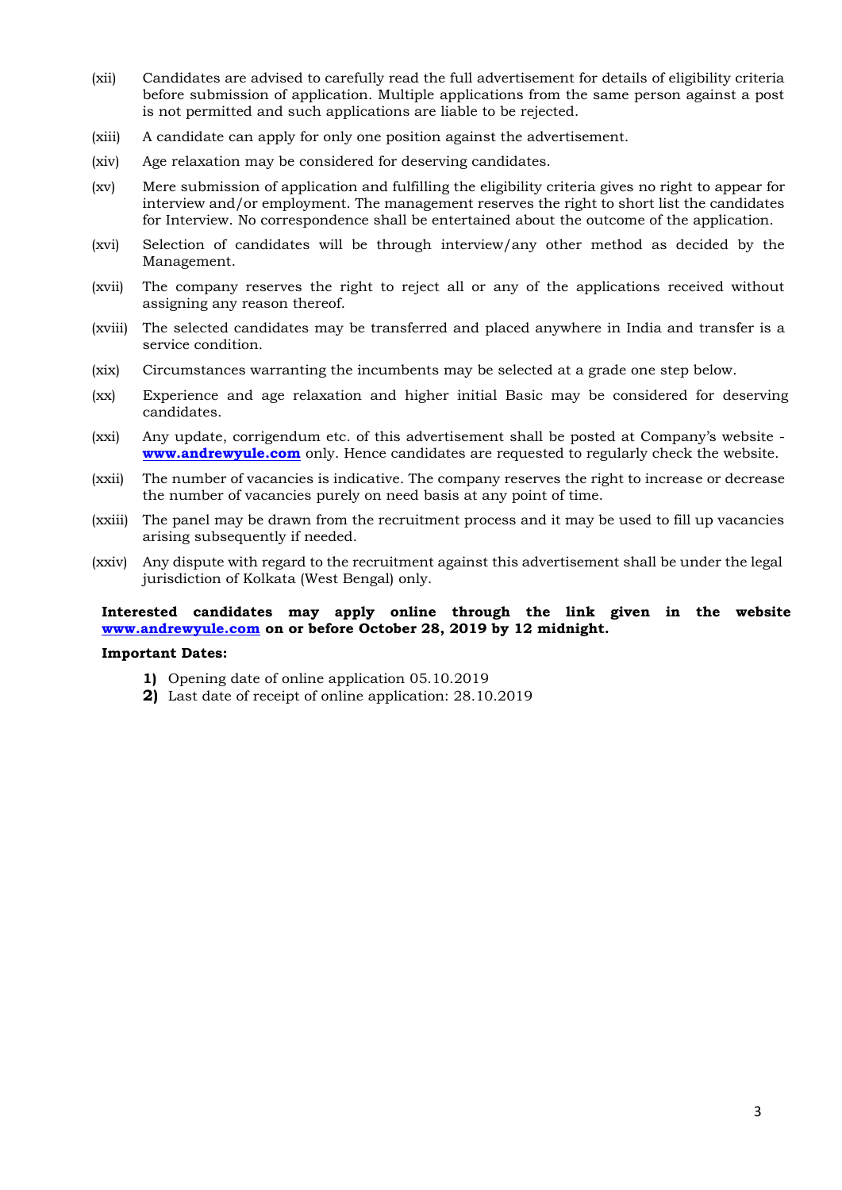(xii) Candidates are advised to carefully read the full advertisement for details of eligibility criteria before submission of application. Multiple applications from the same person against a post is not permitted and such applications are liable to be rejected.

(xiii) A candidate can apply for only one position against the advertisement.

(xiv) Age relaxation may be considered for deserving candidates.

(xv) Mere submission of application and fulfilling the eligibility criteria gives no right to appear for interview and/or employment. The management reserves the right to short list the candidates for Interview. No correspondence shall be entertained about the outcome of the application.

(xvi) Selection of candidates will be through interview/any other method as decided by the Management.

(xvii) The company reserves the right to reject all or any of the applications received without assigning any reason thereof.

(xviii) The selected candidates may be transferred and placed anywhere in India and transfer is a service condition.

(xix) Circumstances warranting the incumbents may be selected at a grade one step below.

(xx) Experience and age relaxation and higher initial Basic may be considered for deserving candidates.

(xxi) Any update, corrigendum etc. of this advertisement shall be posted at Company's website - **www.andrewyule.com** only. Hence candidates are requested to regularly check the website.

(xxii) The number of vacancies is indicative. The company reserves the right to increase or decrease the number of vacancies purely on need basis at any point of time.

(xxiii) The panel may be drawn from the recruitment process and it may be used to fill up vacancies arising subsequently if needed.

(xxiv) Any dispute with regard to the recruitment against this advertisement shall be under the legal jurisdiction of Kolkata (West Bengal) only.

**Interested candidates may apply online through the link given in the website www.andrewyule.com on or before October 28, 2019 by 12 midnight.**

**Important Dates:**

1) Opening date of online application 05.10.2019
2) Last date of receipt of online application: 28.10.2019